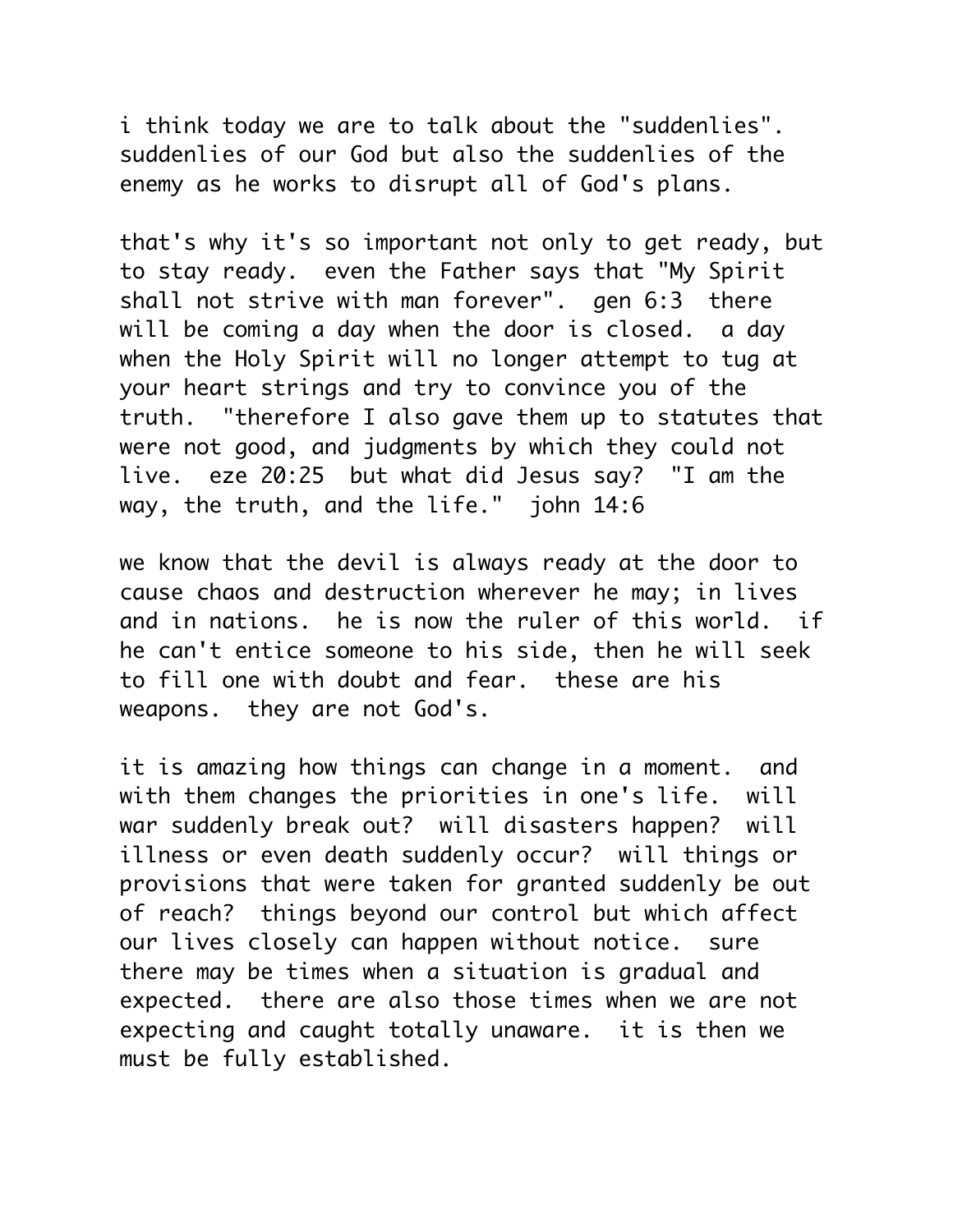i think today we are to talk about the "suddenlies". suddenlies of our God but also the suddenlies of the enemy as he works to disrupt all of God's plans.

that's why it's so important not only to get ready, but to stay ready. even the Father says that "My Spirit shall not strive with man forever". gen 6:3 there will be coming a day when the door is closed. a day when the Holy Spirit will no longer attempt to tug at your heart strings and try to convince you of the truth. "therefore I also gave them up to statutes that were not good, and judgments by which they could not live. eze 20:25 but what did Jesus say? "I am the way, the truth, and the life." john 14:6

we know that the devil is always ready at the door to cause chaos and destruction wherever he may; in lives and in nations. he is now the ruler of this world. if he can't entice someone to his side, then he will seek to fill one with doubt and fear. these are his weapons. they are not God's.

it is amazing how things can change in a moment. and with them changes the priorities in one's life. will war suddenly break out? will disasters happen? will illness or even death suddenly occur? will things or provisions that were taken for granted suddenly be out of reach? things beyond our control but which affect our lives closely can happen without notice. sure there may be times when a situation is gradual and expected. there are also those times when we are not expecting and caught totally unaware. it is then we must be fully established.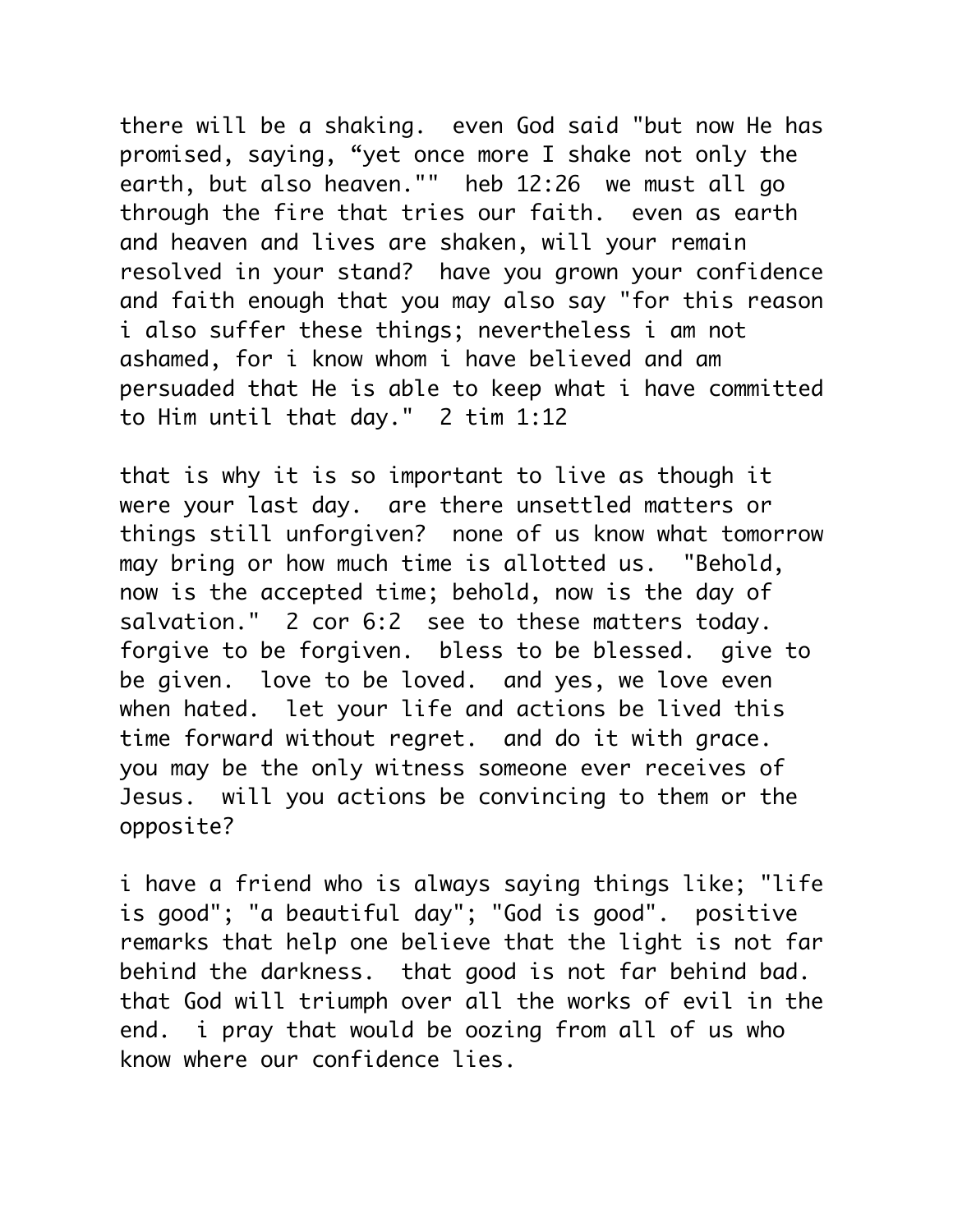there will be a shaking. even God said "but now He has promised, saying, “yet once more I shake not only the earth, but also heaven."" heb 12:26 we must all go through the fire that tries our faith. even as earth and heaven and lives are shaken, will your remain resolved in your stand? have you grown your confidence and faith enough that you may also say "for this reason i also suffer these things; nevertheless i am not ashamed, for i know whom i have believed and am persuaded that He is able to keep what i have committed to Him until that day." 2 tim 1:12

that is why it is so important to live as though it were your last day. are there unsettled matters or things still unforgiven? none of us know what tomorrow may bring or how much time is allotted us. "Behold, now is the accepted time; behold, now is the day of salvation." 2 cor 6:2 see to these matters today. forgive to be forgiven. bless to be blessed. give to be given. love to be loved. and yes, we love even when hated. let your life and actions be lived this time forward without regret. and do it with grace. you may be the only witness someone ever receives of Jesus. will you actions be convincing to them or the opposite?

i have a friend who is always saying things like; "life is good"; "a beautiful day"; "God is good". positive remarks that help one believe that the light is not far behind the darkness. that good is not far behind bad. that God will triumph over all the works of evil in the end. i pray that would be oozing from all of us who know where our confidence lies.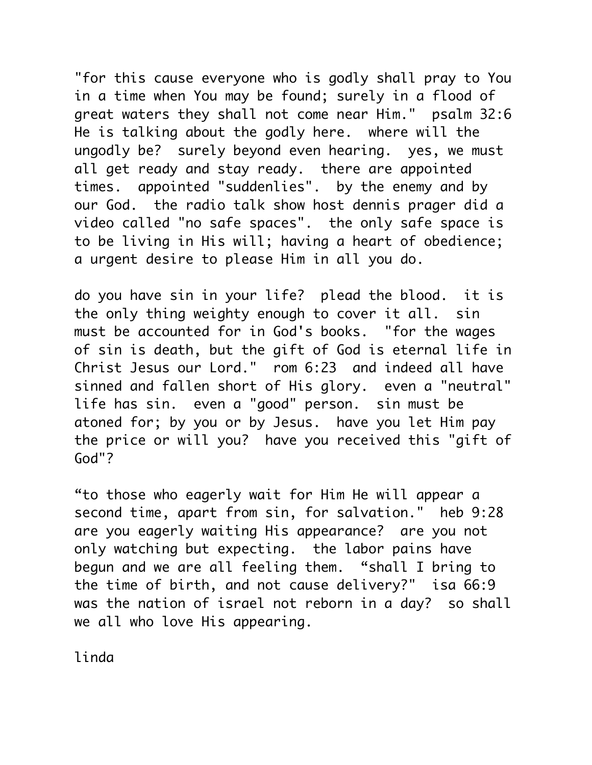"for this cause everyone who is godly shall pray to You in a time when You may be found; surely in a flood of great waters they shall not come near Him." psalm 32:6 He is talking about the godly here. where will the ungodly be? surely beyond even hearing. yes, we must all get ready and stay ready. there are appointed times. appointed "suddenlies". by the enemy and by our God. the radio talk show host dennis prager did a video called "no safe spaces". the only safe space is to be living in His will; having a heart of obedience; a urgent desire to please Him in all you do.

do you have sin in your life? plead the blood. it is the only thing weighty enough to cover it all. sin must be accounted for in God's books. "for the wages of sin is death, but the gift of God is eternal life in Christ Jesus our Lord." rom 6:23 and indeed all have sinned and fallen short of His glory. even a "neutral" life has sin. even a "good" person. sin must be atoned for; by you or by Jesus. have you let Him pay the price or will you? have you received this "gift of God"?

“to those who eagerly wait for Him He will appear a second time, apart from sin, for salvation." heb 9:28 are you eagerly waiting His appearance? are you not only watching but expecting. the labor pains have begun and we are all feeling them. “shall I bring to the time of birth, and not cause delivery?" isa 66:9 was the nation of israel not reborn in a day? so shall we all who love His appearing.

linda